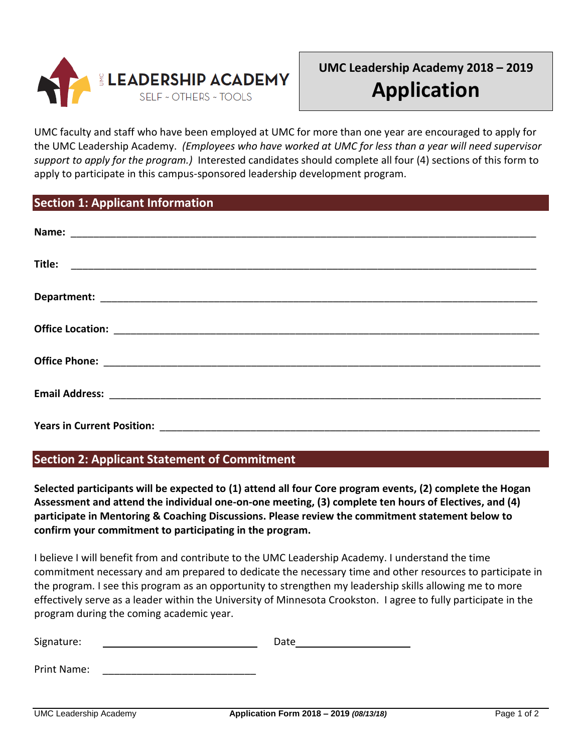LEADERSHIP ACADEMY
SELF ~ OTHERS ~ TOOLS

# UMC Leadership Academy 2018 – 2019 Application

UMC faculty and staff who have been employed at UMC for more than one year are encouraged to apply for the UMC Leadership Academy. *(Employees who have worked at UMC for less than a year will need supervisor support to apply for the program.)* Interested candidates should complete all four (4) sections of this form to apply to participate in this campus-sponsored leadership development program.

## Section 1: Applicant Information

**Name:** ______________________________________________

**Title:** ______________________________________________

**Department:** ______________________________________________

**Office Location:** ______________________________________________

**Office Phone:** ______________________________________________

**Email Address:** ______________________________________________

**Years in Current Position:** ______________________________________________

## Section 2: Applicant Statement of Commitment

**Selected participants will be expected to (1) attend all four Core program events, (2) complete the Hogan Assessment and attend the individual one-on-one meeting, (3) complete ten hours of Electives, and (4) participate in Mentoring & Coaching Discussions. Please review the commitment statement below to confirm your commitment to participating in the program.**

I believe I will benefit from and contribute to the UMC Leadership Academy. I understand the time commitment necessary and am prepared to dedicate the necessary time and other resources to participate in the program. I see this program as an opportunity to strengthen my leadership skills allowing me to more effectively serve as a leader within the University of Minnesota Crookston. I agree to fully participate in the program during the coming academic year.

Signature: ____________________________ Date____________________

Print Name: ____________________________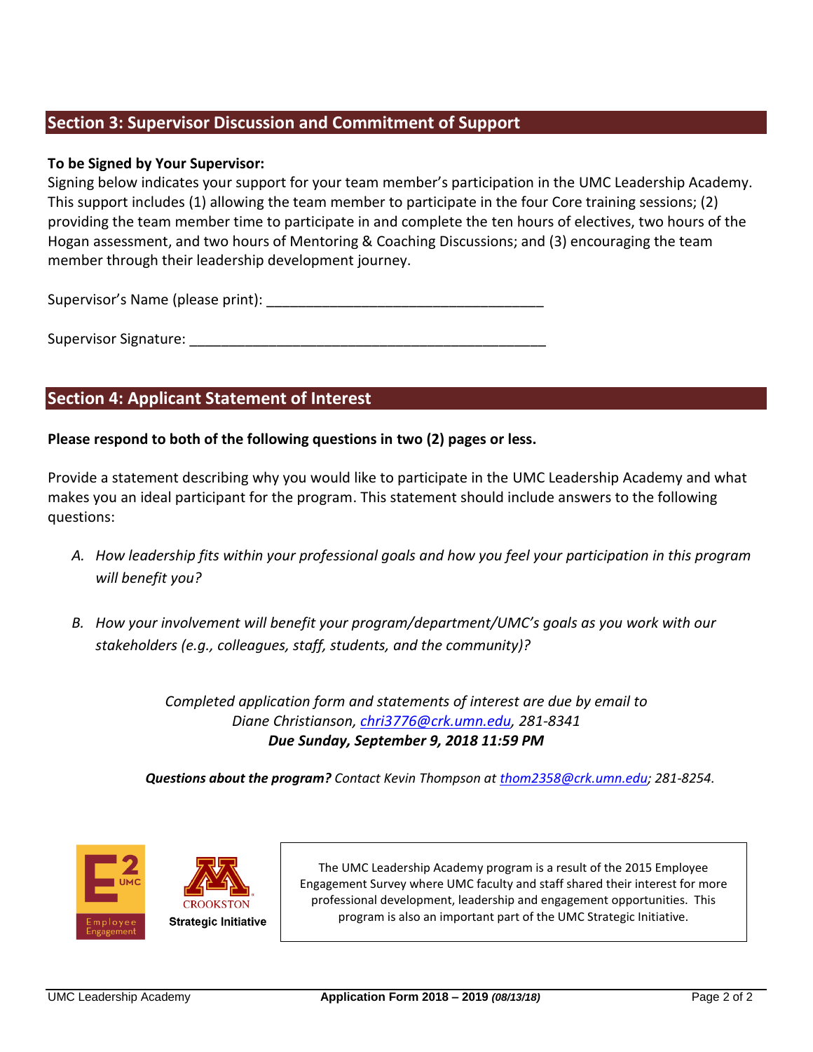## Section 3: Supervisor Discussion and Commitment of Support

**To be Signed by Your Supervisor:**
Signing below indicates your support for your team member's participation in the UMC Leadership Academy. This support includes (1) allowing the team member to participate in the four Core training sessions; (2) providing the team member time to participate in and complete the ten hours of electives, two hours of the Hogan assessment, and two hours of Mentoring & Coaching Discussions; and (3) encouraging the team member through their leadership development journey.

Supervisor's Name (please print): ___________________________________

Supervisor Signature: ______________________________________________

## Section 4: Applicant Statement of Interest

**Please respond to both of the following questions in two (2) pages or less.**

Provide a statement describing why you would like to participate in the UMC Leadership Academy and what makes you an ideal participant for the program. This statement should include answers to the following questions:

A. *How leadership fits within your professional goals and how you feel your participation in this program will benefit you?*

B. *How your involvement will benefit your program/department/UMC's goals as you work with our stakeholders (e.g., colleagues, staff, students, and the community)?*

*Completed application form and statements of interest are due by email to Diane Christianson, chri3776@crk.umn.edu, 281-8341*
***Due Sunday, September 9, 2018 11:59 PM***

***Questions about the program?** Contact Kevin Thompson at thom2358@crk.umn.edu; 281-8254.*

E2 UMC Employee Engagement

CROOKSTON Strategic Initiative

The UMC Leadership Academy program is a result of the 2015 Employee Engagement Survey where UMC faculty and staff shared their interest for more professional development, leadership and engagement opportunities. This program is also an important part of the UMC Strategic Initiative.